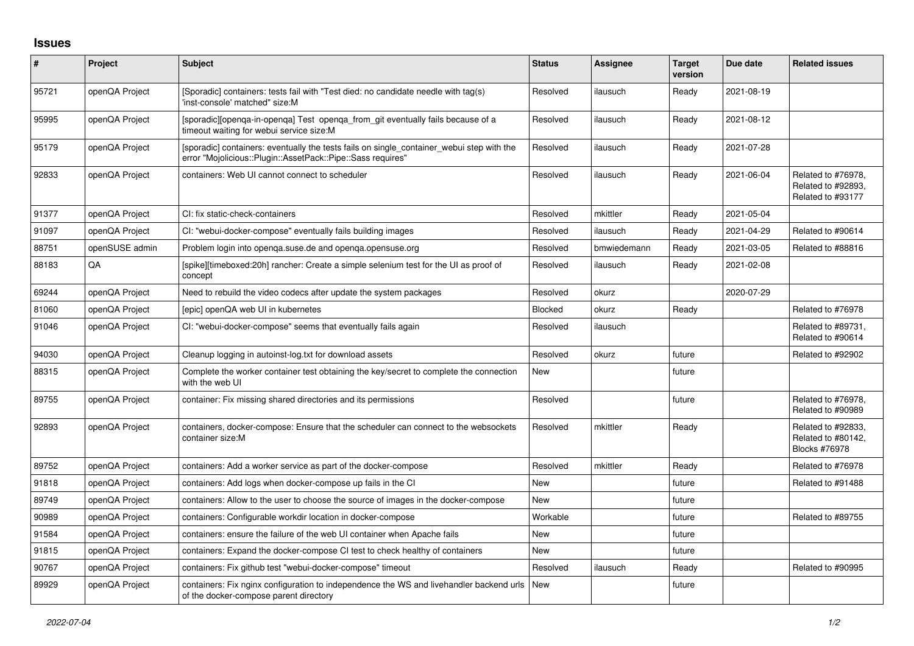## Issues

| # | Project | Subject | Status | Assignee | Target version | Due date | Related issues |
|---|---|---|---|---|---|---|---|
| 95721 | openQA Project | [Sporadic] containers: tests fail with "Test died: no candidate needle with tag(s) 'inst-console' matched" size:M | Resolved | ilausuch | Ready | 2021-08-19 | |
| 95995 | openQA Project | [sporadic][openqa-in-openqa] Test openqa_from_git eventually fails because of a timeout waiting for webui service size:M | Resolved | ilausuch | Ready | 2021-08-12 | |
| 95179 | openQA Project | [sporadic] containers: eventually the tests fails on single_container_webui step with the error "Mojolicious::Plugin::AssetPack::Pipe::Sass requires" | Resolved | ilausuch | Ready | 2021-07-28 | |
| 92833 | openQA Project | containers: Web UI cannot connect to scheduler | Resolved | ilausuch | Ready | 2021-06-04 | Related to #76978, Related to #92893, Related to #93177 |
| 91377 | openQA Project | CI: fix static-check-containers | Resolved | mkittler | Ready | 2021-05-04 | |
| 91097 | openQA Project | CI: "webui-docker-compose" eventually fails building images | Resolved | ilausuch | Ready | 2021-04-29 | Related to #90614 |
| 88751 | openSUSE admin | Problem login into openqa.suse.de and openqa.opensuse.org | Resolved | bmwiedemann | Ready | 2021-03-05 | Related to #88816 |
| 88183 | QA | [spike][timeboxed:20h] rancher: Create a simple selenium test for the UI as proof of concept | Resolved | ilausuch | Ready | 2021-02-08 | |
| 69244 | openQA Project | Need to rebuild the video codecs after update the system packages | Resolved | okurz | | 2020-07-29 | |
| 81060 | openQA Project | [epic] openQA web UI in kubernetes | Blocked | okurz | Ready | | Related to #76978 |
| 91046 | openQA Project | CI: "webui-docker-compose" seems that eventually fails again | Resolved | ilausuch | | | Related to #89731, Related to #90614 |
| 94030 | openQA Project | Cleanup logging in autoinst-log.txt for download assets | Resolved | okurz | future | | Related to #92902 |
| 88315 | openQA Project | Complete the worker container test obtaining the key/secret to complete the connection with the web UI | New | | future | | |
| 89755 | openQA Project | container: Fix missing shared directories and its permissions | Resolved | | future | | Related to #76978, Related to #90989 |
| 92893 | openQA Project | containers, docker-compose: Ensure that the scheduler can connect to the websockets container size:M | Resolved | mkittler | Ready | | Related to #92833, Related to #80142, Blocks #76978 |
| 89752 | openQA Project | containers: Add a worker service as part of the docker-compose | Resolved | mkittler | Ready | | Related to #76978 |
| 91818 | openQA Project | containers: Add logs when docker-compose up fails in the CI | New | | future | | Related to #91488 |
| 89749 | openQA Project | containers: Allow to the user to choose the source of images in the docker-compose | New | | future | | |
| 90989 | openQA Project | containers: Configurable workdir location in docker-compose | Workable | | future | | Related to #89755 |
| 91584 | openQA Project | containers: ensure the failure of the web UI container when Apache fails | New | | future | | |
| 91815 | openQA Project | containers: Expand the docker-compose CI test to check healthy of containers | New | | future | | |
| 90767 | openQA Project | containers: Fix github test "webui-docker-compose" timeout | Resolved | ilausuch | Ready | | Related to #90995 |
| 89929 | openQA Project | containers: Fix nginx configuration to independence the WS and livehandler backend urls of the docker-compose parent directory | New | | future | | |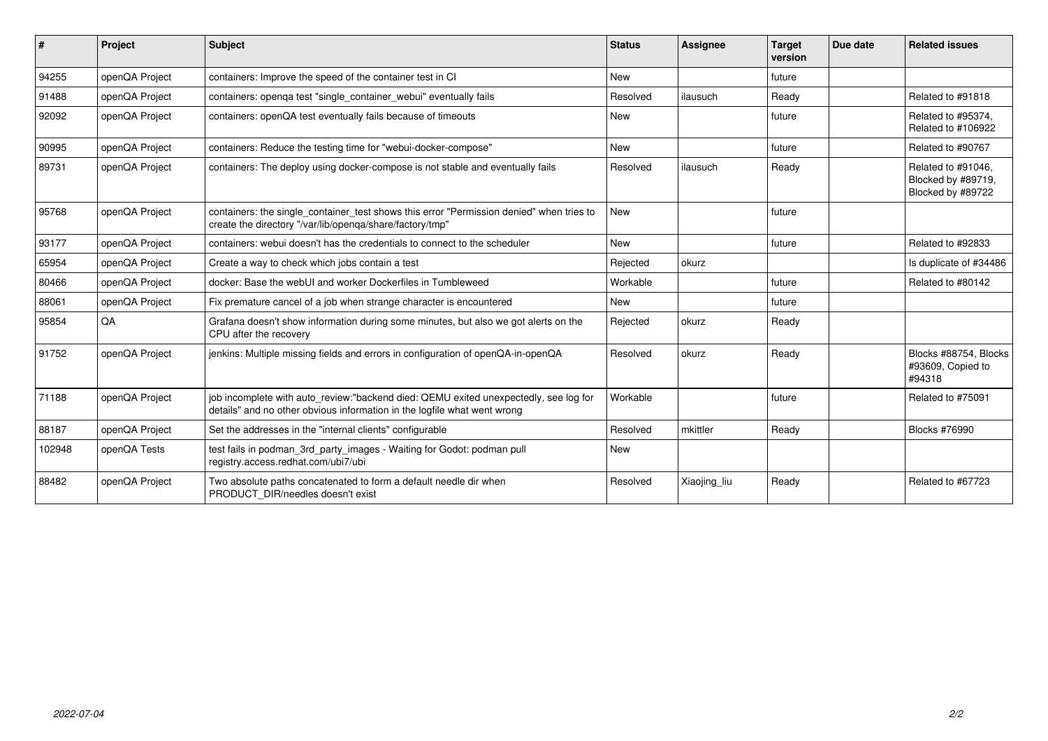| # | Project | Subject | Status | Assignee | Target version | Due date | Related issues |
|---|---|---|---|---|---|---|---|
| 94255 | openQA Project | containers: Improve the speed of the container test in CI | New | | future | | |
| 91488 | openQA Project | containers: openqa test "single_container_webui" eventually fails | Resolved | ilausuch | Ready | | Related to #91818 |
| 92092 | openQA Project | containers: openQA test eventually fails because of timeouts | New | | future | | Related to #95374, Related to #106922 |
| 90995 | openQA Project | containers: Reduce the testing time for "webui-docker-compose" | New | | future | | Related to #90767 |
| 89731 | openQA Project | containers: The deploy using docker-compose is not stable and eventually fails | Resolved | ilausuch | Ready | | Related to #91046, Blocked by #89719, Blocked by #89722 |
| 95768 | openQA Project | containers: the single_container_test shows this error "Permission denied" when tries to create the directory "/var/lib/openqa/share/factory/tmp" | New | | future | | |
| 93177 | openQA Project | containers: webui doesn't has the credentials to connect to the scheduler | New | | future | | Related to #92833 |
| 65954 | openQA Project | Create a way to check which jobs contain a test | Rejected | okurz | | | Is duplicate of #34486 |
| 80466 | openQA Project | docker: Base the webUI and worker Dockerfiles in Tumbleweed | Workable | | future | | Related to #80142 |
| 88061 | openQA Project | Fix premature cancel of a job when strange character is encountered | New | | future | | |
| 95854 | QA | Grafana doesn't show information during some minutes, but also we got alerts on the CPU after the recovery | Rejected | okurz | Ready | | |
| 91752 | openQA Project | jenkins: Multiple missing fields and errors in configuration of openQA-in-openQA | Resolved | okurz | Ready | | Blocks #88754, Blocks #93609, Copied to #94318 |
| 71188 | openQA Project | job incomplete with auto_review:"backend died: QEMU exited unexpectedly, see log for details" and no other obvious information in the logfile what went wrong | Workable | | future | | Related to #75091 |
| 88187 | openQA Project | Set the addresses in the "internal clients" configurable | Resolved | mkittler | Ready | | Blocks #76990 |
| 102948 | openQA Tests | test fails in podman_3rd_party_images - Waiting for Godot: podman pull registry.access.redhat.com/ubi7/ubi | New | | | | |
| 88482 | openQA Project | Two absolute paths concatenated to form a default needle dir when PRODUCT_DIR/needles doesn't exist | Resolved | Xiaojing_liu | Ready | | Related to #67723 |